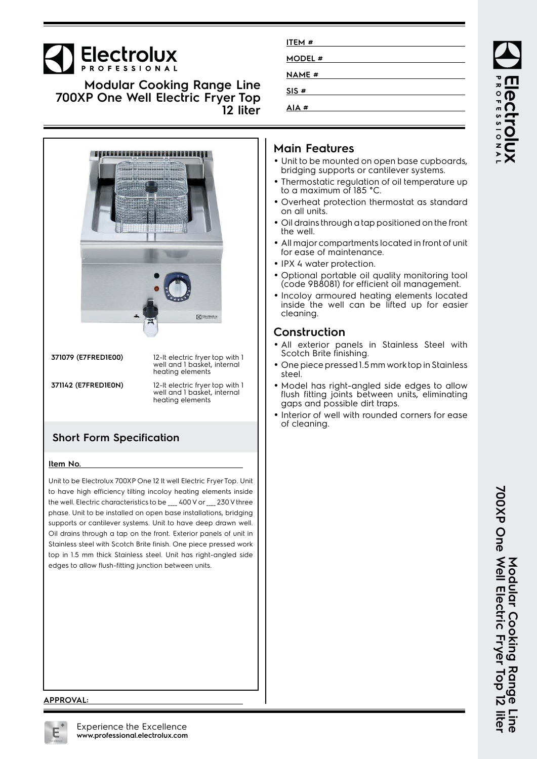# Electrolux PROFESSIONAL

## Modular Cooking Range Line 700XP One Well Electric Fryer Top 12 liter

ITEM #

MODEL #

NAME #

SIS #

AIA #

| | |
|---|---|
| 371079 (E7FRED1E00) | 12-lt electric fryer top with 1 well and 1 basket, internal heating elements |
| 371142 (E7FRED1E0N) | 12-lt electric fryer top with 1 well and 1 basket, internal heating elements |

## Short Form Specification

**Item No.**

Unit to be Electrolux 700XP One 12 lt well Electric Fryer Top. Unit to have high efficiency tilting incoloy heating elements inside the well. Electric characteristics to be ___ 400 V or ___ 230 V three phase. Unit to be installed on open base installations, bridging supports or cantilever systems. Unit to have deep drawn well. Oil drains through a tap on the front. Exterior panels of unit in Stainless steel with Scotch Brite finish. One piece pressed work top in 1.5 mm thick Stainless steel. Unit has right-angled side edges to allow flush-fitting junction between units.

## Main Features

- Unit to be mounted on open base cupboards, bridging supports or cantilever systems.
- Thermostatic regulation of oil temperature up to a maximum of 185 °C.
- Overheat protection thermostat as standard on all units.
- Oil drains through a tap positioned on the front the well.
- All major compartments located in front of unit for ease of maintenance.
- IPX 4 water protection.
- Optional portable oil quality monitoring tool (code 9B8081) for efficient oil management.
- Incoloy armoured heating elements located inside the well can be lifted up for easier cleaning.

## Construction

- All exterior panels in Stainless Steel with Scotch Brite finishing.
- One piece pressed 1.5 mm work top in Stainless steel.
- Model has right-angled side edges to allow flush fitting joints between units, eliminating gaps and possible dirt traps.
- Interior of well with rounded corners for ease of cleaning.

APPROVAL:

Experience the Excellence
**www.professional.electrolux.com**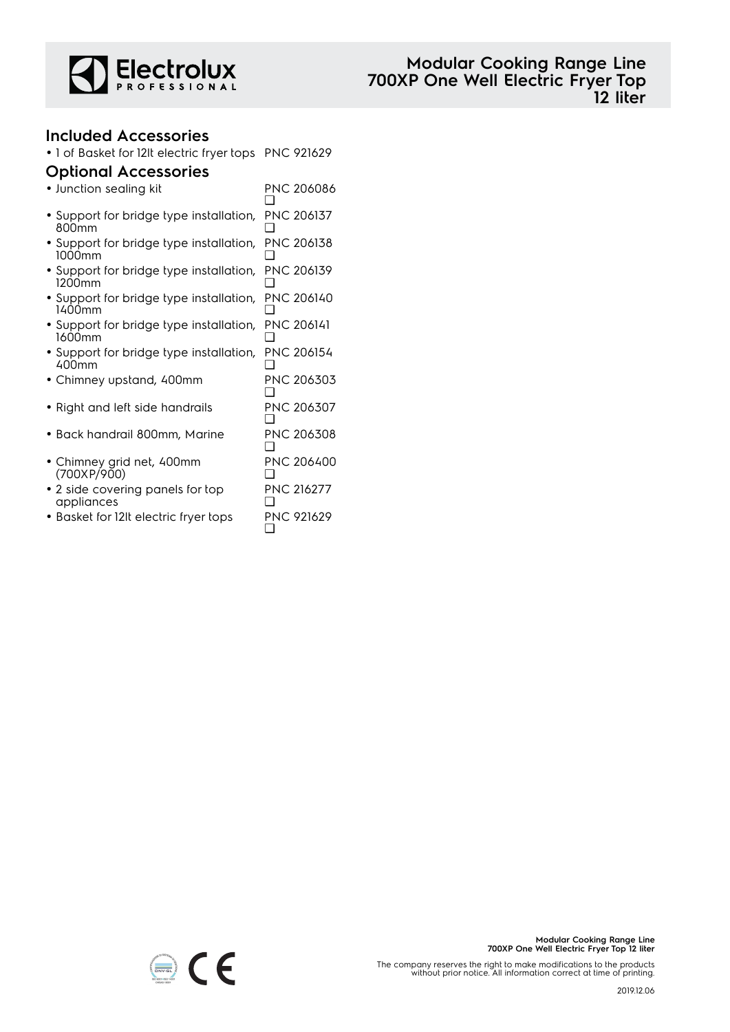## Included Accessories

- 1 of Basket for 12lt electric fryer tops PNC 921629

## Optional Accessories

- Junction sealing kit PNC 206086 ❑
- Support for bridge type installation, 800mm PNC 206137 ❑
- Support for bridge type installation, 1000mm PNC 206138 ❑
- Support for bridge type installation, 1200mm PNC 206139 ❑
- Support for bridge type installation, 1400mm PNC 206140 ❑
- Support for bridge type installation, 1600mm PNC 206141 ❑
- Support for bridge type installation, 400mm PNC 206154 ❑
- Chimney upstand, 400mm PNC 206303 ❑
- Right and left side handrails PNC 206307 ❑
- Back handrail 800mm, Marine PNC 206308 ❑
- Chimney grid net, 400mm (700XP/900) PNC 206400 ❑
- 2 side covering panels for top appliances PNC 216277 ❑
- Basket for 12lt electric fryer tops PNC 921629 ❑

The company reserves the right to make modifications to the products without prior notice. All information correct at time of printing.

2019.12.06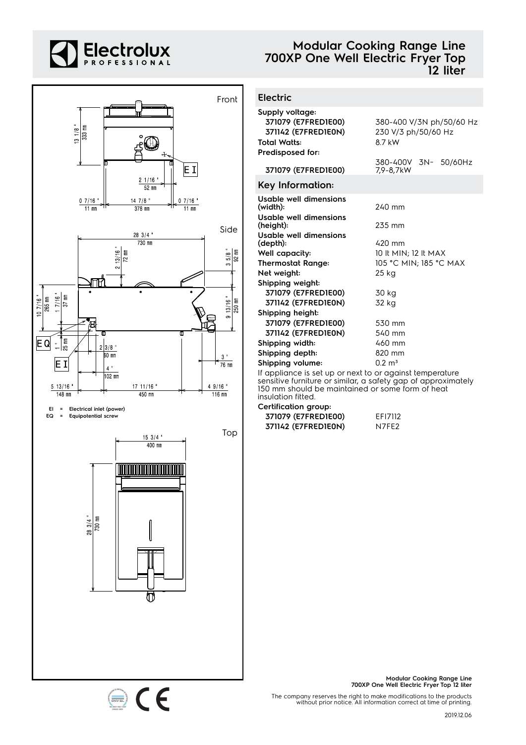# Modular Cooking Range Line 700XP One Well Electric Fryer Top 12 liter

Front

13 1/8 "
333 mm

2 1/16 "
52 mm

0 7/16 "
11 mm

14 7/8 "
378 mm

0 7/16 "
11 mm

EI

Side

28 3/4 "
730 mm

2 13/16 "
72 mm

3 5/8 "
92 mm

10 7/16 "
265 mm

1 7/16 "
37 mm

9 13/16 "
250 mm

EQ

1 "
25 mm

2 3/8 "
60 mm

EI

4 "
102 mm

3 "
76 mm

5 13/16 "
148 mm

17 11/16 "
450 mm

4 9/16 "
116 mm

EI = Electrical inlet (power)
EQ = Equipotential screw

Top

15 3/4 "
400 mm

28 3/4 "
730 mm

## Electric

| | |
|---|---|
| **Supply voltage:** | |
| **371079 (E7FRED1E00)** | 380-400 V/3N ph/50/60 Hz |
| **371142 (E7FRED1E0N)** | 230 V/3 ph/50/60 Hz |
| **Total Watts:** | 8.7 kW |
| **Predisposed for:** | |
| **371079 (E7FRED1E00)** | 380-400V 3N~ 50/60Hz 7,9-8,7kW |

## Key Information:

| | |
|---|---|
| **Usable well dimensions (width):** | 240 mm |
| **Usable well dimensions (height):** | 235 mm |
| **Usable well dimensions (depth):** | 420 mm |
| **Well capacity:** | 10 lt MIN; 12 lt MAX |
| **Thermostat Range:** | 105 °C MIN; 185 °C MAX |
| **Net weight:** | 25 kg |
| **Shipping weight:** | |
| **371079 (E7FRED1E00)** | 30 kg |
| **371142 (E7FRED1E0N)** | 32 kg |
| **Shipping height:** | |
| **371079 (E7FRED1E00)** | 530 mm |
| **371142 (E7FRED1E0N)** | 540 mm |
| **Shipping width:** | 460 mm |
| **Shipping depth:** | 820 mm |
| **Shipping volume:** | 0.2 m³ |

If appliance is set up or next to or against temperature sensitive furniture or similar, a safety gap of approximately 150 mm should be maintained or some form of heat insulation fitted.

| | |
|---|---|
| **Certification group:** | |
| **371079 (E7FRED1E00)** | EFI7112 |
| **371142 (E7FRED1E0N)** | N7FE2 |

The company reserves the right to make modifications to the products without prior notice. All information correct at time of printing.

2019.12.06